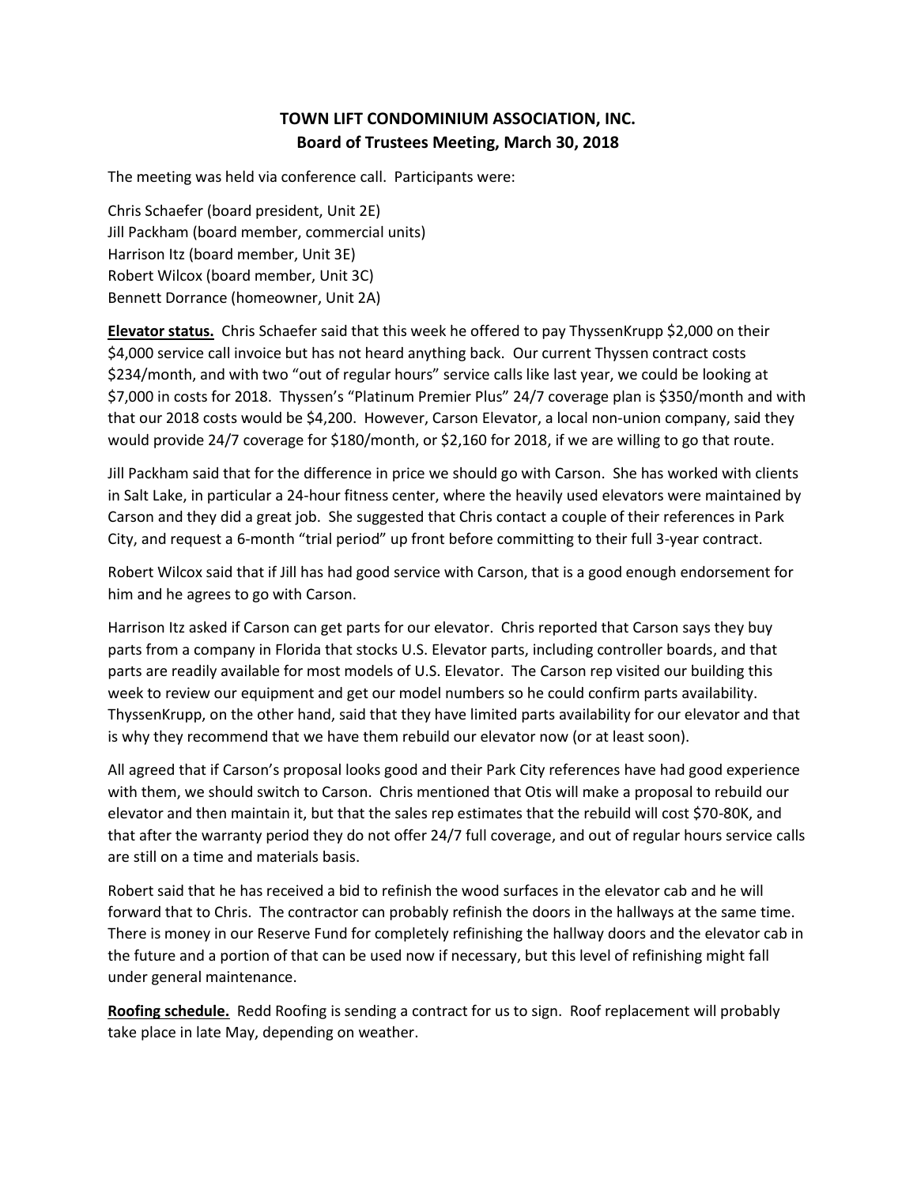# TOWN LIFT CONDOMINIUM ASSOCIATION, INC.
## Board of Trustees Meeting, March 30, 2018

The meeting was held via conference call. Participants were:

Chris Schaefer (board president, Unit 2E)
Jill Packham (board member, commercial units)
Harrison Itz (board member, Unit 3E)
Robert Wilcox (board member, Unit 3C)
Bennett Dorrance (homeowner, Unit 2A)

**Elevator status.** Chris Schaefer said that this week he offered to pay ThyssenKrupp $2,000 on their $4,000 service call invoice but has not heard anything back. Our current Thyssen contract costs $234/month, and with two "out of regular hours" service calls like last year, we could be looking at $7,000 in costs for 2018. Thyssen's "Platinum Premier Plus" 24/7 coverage plan is $350/month and with that our 2018 costs would be $4,200. However, Carson Elevator, a local non-union company, said they would provide 24/7 coverage for $180/month, or $2,160 for 2018, if we are willing to go that route.

Jill Packham said that for the difference in price we should go with Carson. She has worked with clients in Salt Lake, in particular a 24-hour fitness center, where the heavily used elevators were maintained by Carson and they did a great job. She suggested that Chris contact a couple of their references in Park City, and request a 6-month "trial period" up front before committing to their full 3-year contract.

Robert Wilcox said that if Jill has had good service with Carson, that is a good enough endorsement for him and he agrees to go with Carson.

Harrison Itz asked if Carson can get parts for our elevator. Chris reported that Carson says they buy parts from a company in Florida that stocks U.S. Elevator parts, including controller boards, and that parts are readily available for most models of U.S. Elevator. The Carson rep visited our building this week to review our equipment and get our model numbers so he could confirm parts availability. ThyssenKrupp, on the other hand, said that they have limited parts availability for our elevator and that is why they recommend that we have them rebuild our elevator now (or at least soon).

All agreed that if Carson's proposal looks good and their Park City references have had good experience with them, we should switch to Carson. Chris mentioned that Otis will make a proposal to rebuild our elevator and then maintain it, but that the sales rep estimates that the rebuild will cost $70-80K, and that after the warranty period they do not offer 24/7 full coverage, and out of regular hours service calls are still on a time and materials basis.

Robert said that he has received a bid to refinish the wood surfaces in the elevator cab and he will forward that to Chris. The contractor can probably refinish the doors in the hallways at the same time. There is money in our Reserve Fund for completely refinishing the hallway doors and the elevator cab in the future and a portion of that can be used now if necessary, but this level of refinishing might fall under general maintenance.

**Roofing schedule.** Redd Roofing is sending a contract for us to sign. Roof replacement will probably take place in late May, depending on weather.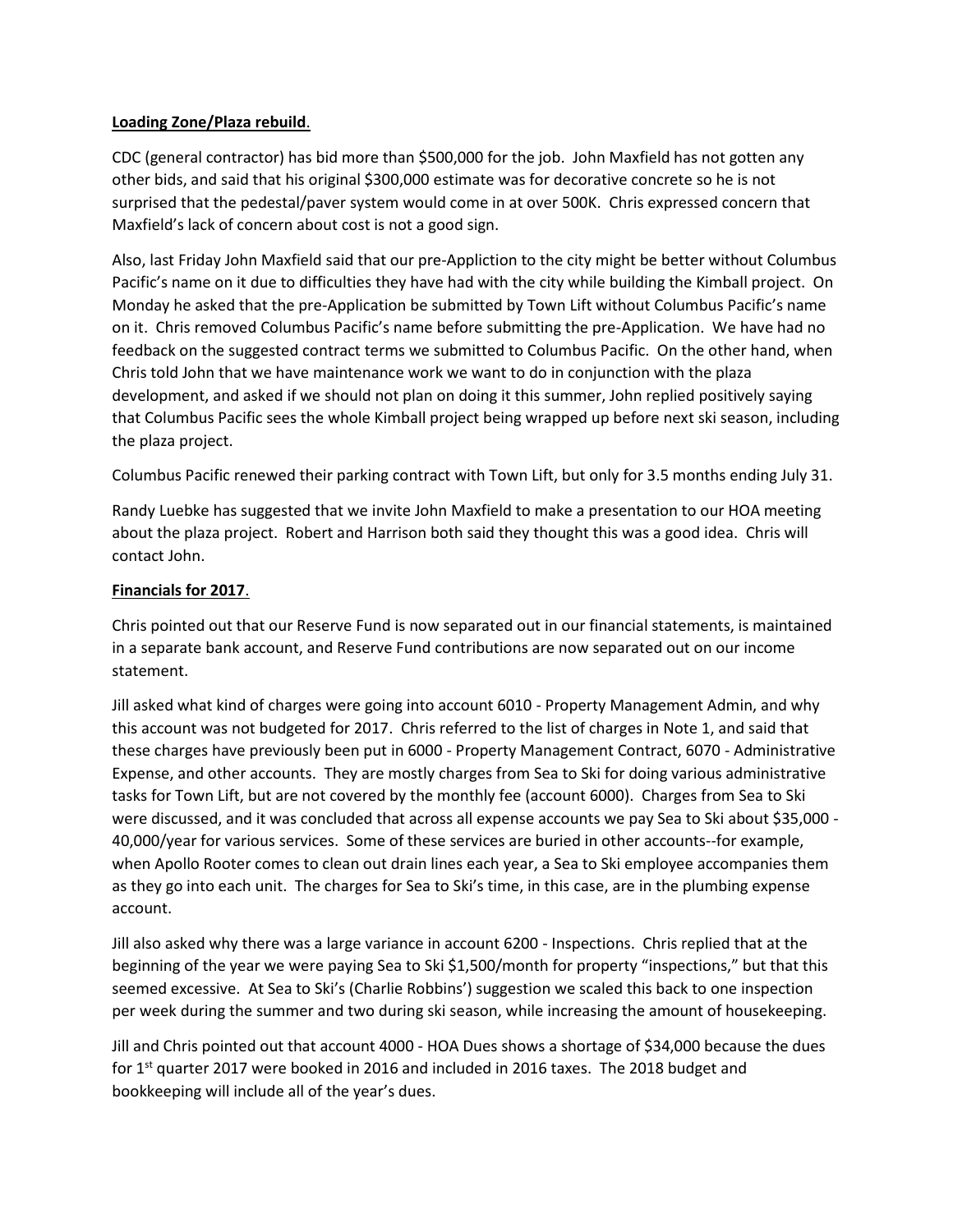**Loading Zone/Plaza rebuild**.

CDC (general contractor) has bid more than $500,000 for the job. John Maxfield has not gotten any other bids, and said that his original $300,000 estimate was for decorative concrete so he is not surprised that the pedestal/paver system would come in at over 500K. Chris expressed concern that Maxfield's lack of concern about cost is not a good sign.

Also, last Friday John Maxfield said that our pre-Appliction to the city might be better without Columbus Pacific's name on it due to difficulties they have had with the city while building the Kimball project. On Monday he asked that the pre-Application be submitted by Town Lift without Columbus Pacific's name on it. Chris removed Columbus Pacific's name before submitting the pre-Application. We have had no feedback on the suggested contract terms we submitted to Columbus Pacific. On the other hand, when Chris told John that we have maintenance work we want to do in conjunction with the plaza development, and asked if we should not plan on doing it this summer, John replied positively saying that Columbus Pacific sees the whole Kimball project being wrapped up before next ski season, including the plaza project.

Columbus Pacific renewed their parking contract with Town Lift, but only for 3.5 months ending July 31.

Randy Luebke has suggested that we invite John Maxfield to make a presentation to our HOA meeting about the plaza project. Robert and Harrison both said they thought this was a good idea. Chris will contact John.

**Financials for 2017**.

Chris pointed out that our Reserve Fund is now separated out in our financial statements, is maintained in a separate bank account, and Reserve Fund contributions are now separated out on our income statement.

Jill asked what kind of charges were going into account 6010 - Property Management Admin, and why this account was not budgeted for 2017. Chris referred to the list of charges in Note 1, and said that these charges have previously been put in 6000 - Property Management Contract, 6070 - Administrative Expense, and other accounts. They are mostly charges from Sea to Ski for doing various administrative tasks for Town Lift, but are not covered by the monthly fee (account 6000). Charges from Sea to Ski were discussed, and it was concluded that across all expense accounts we pay Sea to Ski about $35,000 - 40,000/year for various services. Some of these services are buried in other accounts--for example, when Apollo Rooter comes to clean out drain lines each year, a Sea to Ski employee accompanies them as they go into each unit. The charges for Sea to Ski's time, in this case, are in the plumbing expense account.

Jill also asked why there was a large variance in account 6200 - Inspections. Chris replied that at the beginning of the year we were paying Sea to Ski $1,500/month for property "inspections," but that this seemed excessive. At Sea to Ski's (Charlie Robbins') suggestion we scaled this back to one inspection per week during the summer and two during ski season, while increasing the amount of housekeeping.

Jill and Chris pointed out that account 4000 - HOA Dues shows a shortage of $34,000 because the dues for 1st quarter 2017 were booked in 2016 and included in 2016 taxes. The 2018 budget and bookkeeping will include all of the year's dues.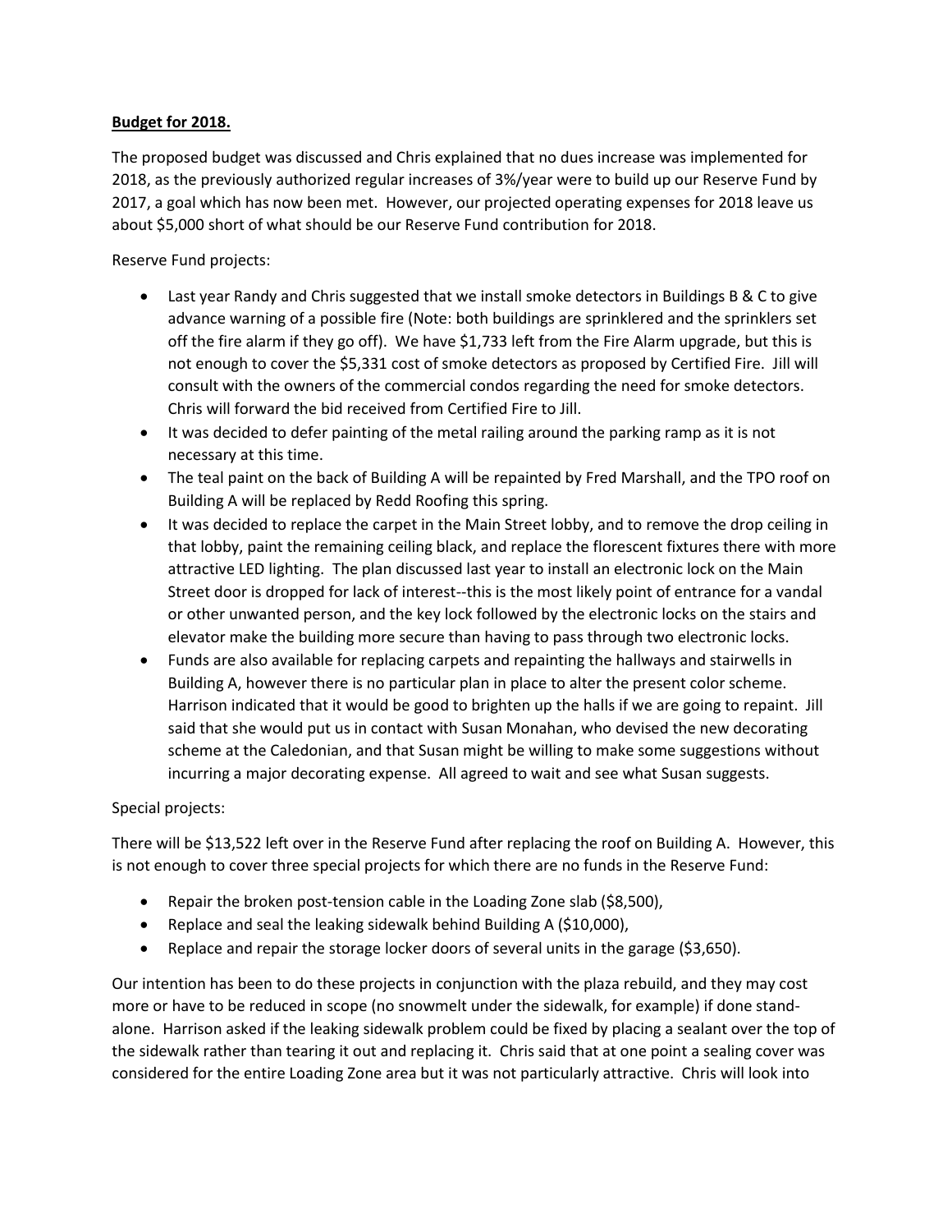**Budget for 2018.**

The proposed budget was discussed and Chris explained that no dues increase was implemented for 2018, as the previously authorized regular increases of 3%/year were to build up our Reserve Fund by 2017, a goal which has now been met. However, our projected operating expenses for 2018 leave us about $5,000 short of what should be our Reserve Fund contribution for 2018.

Reserve Fund projects:

- Last year Randy and Chris suggested that we install smoke detectors in Buildings B & C to give advance warning of a possible fire (Note: both buildings are sprinklered and the sprinklers set off the fire alarm if they go off). We have $1,733 left from the Fire Alarm upgrade, but this is not enough to cover the $5,331 cost of smoke detectors as proposed by Certified Fire. Jill will consult with the owners of the commercial condos regarding the need for smoke detectors. Chris will forward the bid received from Certified Fire to Jill.
- It was decided to defer painting of the metal railing around the parking ramp as it is not necessary at this time.
- The teal paint on the back of Building A will be repainted by Fred Marshall, and the TPO roof on Building A will be replaced by Redd Roofing this spring.
- It was decided to replace the carpet in the Main Street lobby, and to remove the drop ceiling in that lobby, paint the remaining ceiling black, and replace the florescent fixtures there with more attractive LED lighting. The plan discussed last year to install an electronic lock on the Main Street door is dropped for lack of interest--this is the most likely point of entrance for a vandal or other unwanted person, and the key lock followed by the electronic locks on the stairs and elevator make the building more secure than having to pass through two electronic locks.
- Funds are also available for replacing carpets and repainting the hallways and stairwells in Building A, however there is no particular plan in place to alter the present color scheme. Harrison indicated that it would be good to brighten up the halls if we are going to repaint. Jill said that she would put us in contact with Susan Monahan, who devised the new decorating scheme at the Caledonian, and that Susan might be willing to make some suggestions without incurring a major decorating expense. All agreed to wait and see what Susan suggests.

Special projects:

There will be $13,522 left over in the Reserve Fund after replacing the roof on Building A. However, this is not enough to cover three special projects for which there are no funds in the Reserve Fund:

- Repair the broken post-tension cable in the Loading Zone slab ($8,500),
- Replace and seal the leaking sidewalk behind Building A ($10,000),
- Replace and repair the storage locker doors of several units in the garage ($3,650).

Our intention has been to do these projects in conjunction with the plaza rebuild, and they may cost more or have to be reduced in scope (no snowmelt under the sidewalk, for example) if done stand-alone. Harrison asked if the leaking sidewalk problem could be fixed by placing a sealant over the top of the sidewalk rather than tearing it out and replacing it. Chris said that at one point a sealing cover was considered for the entire Loading Zone area but it was not particularly attractive. Chris will look into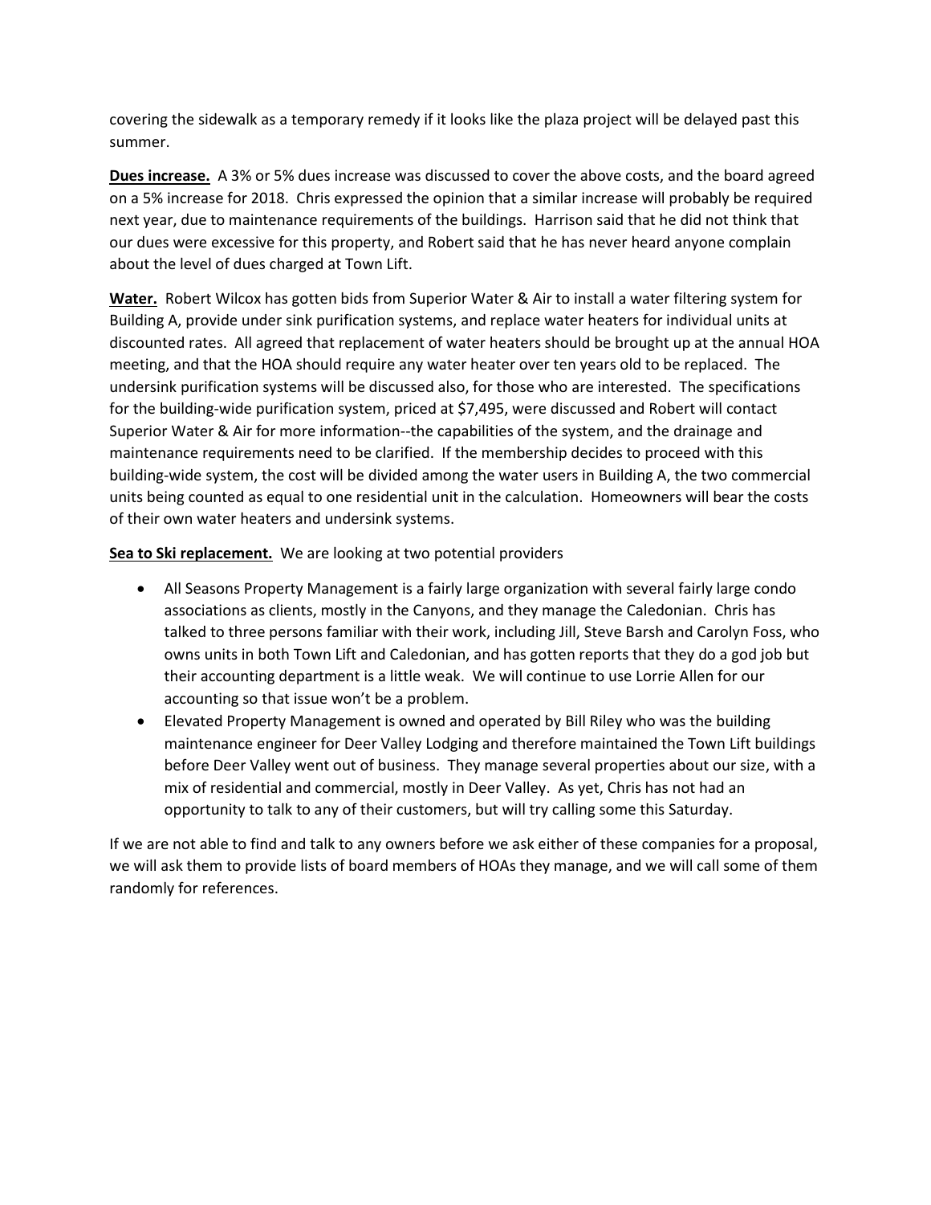covering the sidewalk as a temporary remedy if it looks like the plaza project will be delayed past this summer.

**Dues increase.** A 3% or 5% dues increase was discussed to cover the above costs, and the board agreed on a 5% increase for 2018. Chris expressed the opinion that a similar increase will probably be required next year, due to maintenance requirements of the buildings. Harrison said that he did not think that our dues were excessive for this property, and Robert said that he has never heard anyone complain about the level of dues charged at Town Lift.

**Water.** Robert Wilcox has gotten bids from Superior Water & Air to install a water filtering system for Building A, provide under sink purification systems, and replace water heaters for individual units at discounted rates. All agreed that replacement of water heaters should be brought up at the annual HOA meeting, and that the HOA should require any water heater over ten years old to be replaced. The undersink purification systems will be discussed also, for those who are interested. The specifications for the building-wide purification system, priced at $7,495, were discussed and Robert will contact Superior Water & Air for more information--the capabilities of the system, and the drainage and maintenance requirements need to be clarified. If the membership decides to proceed with this building-wide system, the cost will be divided among the water users in Building A, the two commercial units being counted as equal to one residential unit in the calculation. Homeowners will bear the costs of their own water heaters and undersink systems.

**Sea to Ski replacement.** We are looking at two potential providers

- All Seasons Property Management is a fairly large organization with several fairly large condo associations as clients, mostly in the Canyons, and they manage the Caledonian. Chris has talked to three persons familiar with their work, including Jill, Steve Barsh and Carolyn Foss, who owns units in both Town Lift and Caledonian, and has gotten reports that they do a god job but their accounting department is a little weak. We will continue to use Lorrie Allen for our accounting so that issue won't be a problem.
- Elevated Property Management is owned and operated by Bill Riley who was the building maintenance engineer for Deer Valley Lodging and therefore maintained the Town Lift buildings before Deer Valley went out of business. They manage several properties about our size, with a mix of residential and commercial, mostly in Deer Valley. As yet, Chris has not had an opportunity to talk to any of their customers, but will try calling some this Saturday.

If we are not able to find and talk to any owners before we ask either of these companies for a proposal, we will ask them to provide lists of board members of HOAs they manage, and we will call some of them randomly for references.